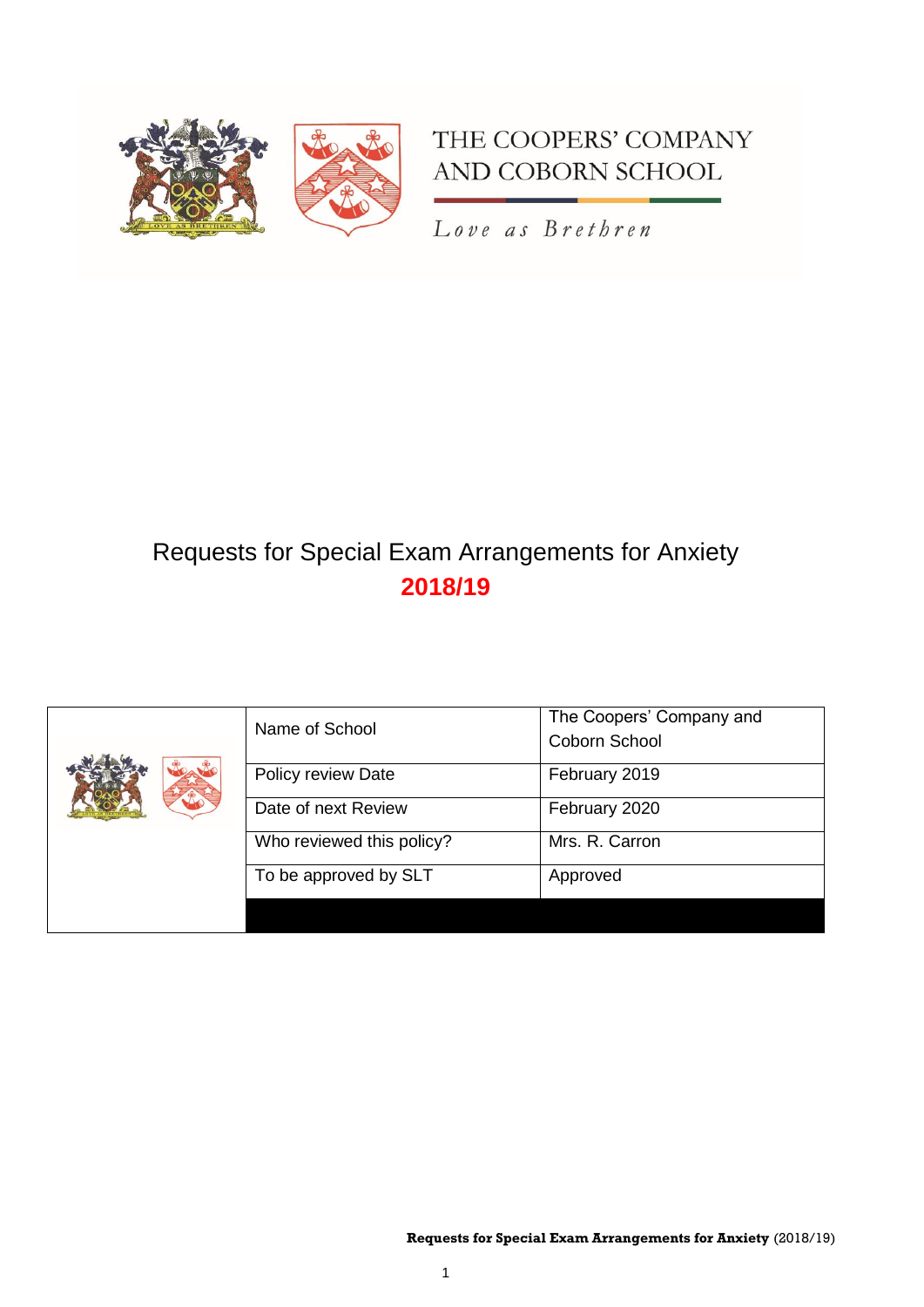THE COOPERS' COMPANY AND COBORN SCHOOL

*Love as Brethren*

# Requests for Special Exam Arrangements for Anxiety

## 2018/19

| | | |
|---|---|---|
| | Name of School | The Coopers' Company and Coborn School |
| | Policy review Date | February 2019 |
| | Date of next Review | February 2020 |
| | Who reviewed this policy? | Mrs. R. Carron |
| | To be approved by SLT | Approved |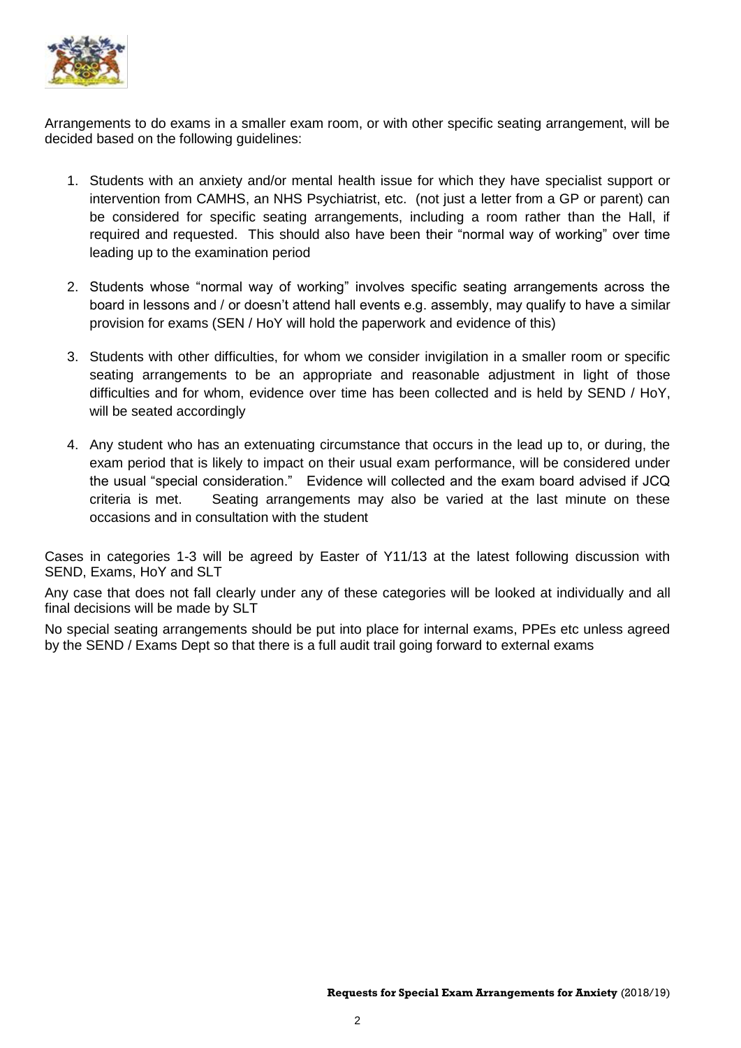Arrangements to do exams in a smaller exam room, or with other specific seating arrangement, will be decided based on the following guidelines:

1. Students with an anxiety and/or mental health issue for which they have specialist support or intervention from CAMHS, an NHS Psychiatrist, etc. (not just a letter from a GP or parent) can be considered for specific seating arrangements, including a room rather than the Hall, if required and requested. This should also have been their "normal way of working" over time leading up to the examination period

2. Students whose "normal way of working" involves specific seating arrangements across the board in lessons and / or doesn't attend hall events e.g. assembly, may qualify to have a similar provision for exams (SEN / HoY will hold the paperwork and evidence of this)

3. Students with other difficulties, for whom we consider invigilation in a smaller room or specific seating arrangements to be an appropriate and reasonable adjustment in light of those difficulties and for whom, evidence over time has been collected and is held by SEND / HoY, will be seated accordingly

4. Any student who has an extenuating circumstance that occurs in the lead up to, or during, the exam period that is likely to impact on their usual exam performance, will be considered under the usual "special consideration." Evidence will collected and the exam board advised if JCQ criteria is met. Seating arrangements may also be varied at the last minute on these occasions and in consultation with the student

Cases in categories 1-3 will be agreed by Easter of Y11/13 at the latest following discussion with SEND, Exams, HoY and SLT

Any case that does not fall clearly under any of these categories will be looked at individually and all final decisions will be made by SLT

No special seating arrangements should be put into place for internal exams, PPEs etc unless agreed by the SEND / Exams Dept so that there is a full audit trail going forward to external exams